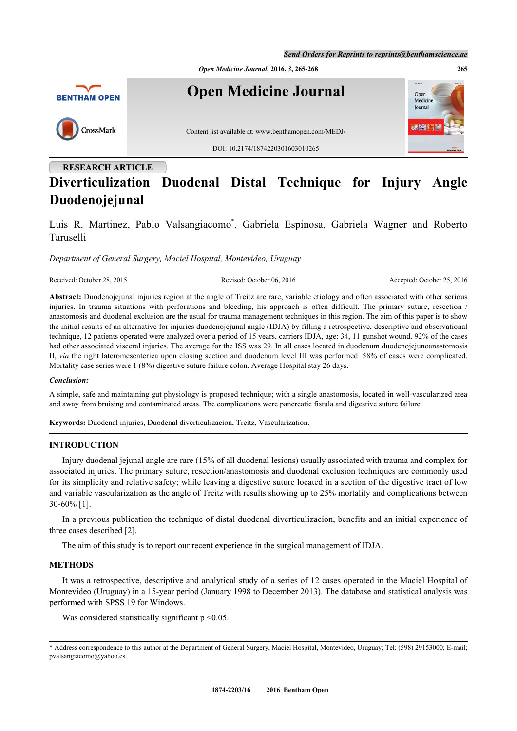RESEARCH ARTICLE

# Diverticulization Duodenal Distal Technique for Injury Angle Duodenojejunal

Luis R. Martinez, Pablo Valsangiacomo*, Gabriela Espinosa, Gabriela Wagner and Roberto Taruselli

*Department of General Surgery, Maciel Hospital, Montevideo, Uruguay*

Received: October 28, 2015 | Revised: October 06, 2016 | Accepted: October 25, 2016

**Abstract:** Duodenojejunal injuries region at the angle of Treitz are rare, variable etiology and often associated with other serious injuries. In trauma situations with perforations and bleeding, his approach is often difficult. The primary suture, resection / anastomosis and duodenal exclusion are the usual for trauma management techniques in this region. The aim of this paper is to show the initial results of an alternative for injuries duodenojejunal angle (IDJA) by filling a retrospective, descriptive and observational technique, 12 patients operated were analyzed over a period of 15 years, carriers IDJA, age: 34, 11 gunshot wound. 92% of the cases had other associated visceral injuries. The average for the ISS was 29. In all cases located in duodenum duodenojejunoanastomosis II, *via* the right lateromesenterica upon closing section and duodenum level III was performed. 58% of cases were complicated. Mortality case series were 1 (8%) digestive suture failure colon. Average Hospital stay 26 days.

***Conclusion:***

A simple, safe and maintaining gut physiology is proposed technique; with a single anastomosis, located in well-vascularized area and away from bruising and contaminated areas. The complications were pancreatic fistula and digestive suture failure.

**Keywords:** Duodenal injuries, Duodenal diverticulizacion, Treitz, Vascularization.

## INTRODUCTION

Injury duodenal jejunal angle are rare (15% of all duodenal lesions) usually associated with trauma and complex for associated injuries. The primary suture, resection/anastomosis and duodenal exclusion techniques are commonly used for its simplicity and relative safety; while leaving a digestive suture located in a section of the digestive tract of low and variable vascularization as the angle of Treitz with results showing up to 25% mortality and complications between 30-60% [1].

In a previous publication the technique of distal duodenal diverticulizacion, benefits and an initial experience of three cases described [2].

The aim of this study is to report our recent experience in the surgical management of IDJA.

## METHODS

It was a retrospective, descriptive and analytical study of a series of 12 cases operated in the Maciel Hospital of Montevideo (Uruguay) in a 15-year period (January 1998 to December 2013). The database and statistical analysis was performed with SPSS 19 for Windows.

Was considered statistically significant $p < 0.05$.

* Address correspondence to this author at the Department of General Surgery, Maciel Hospital, Montevideo, Uruguay; Tel: (598) 29153000; E-mail; pvalsangiacomo@yahoo.es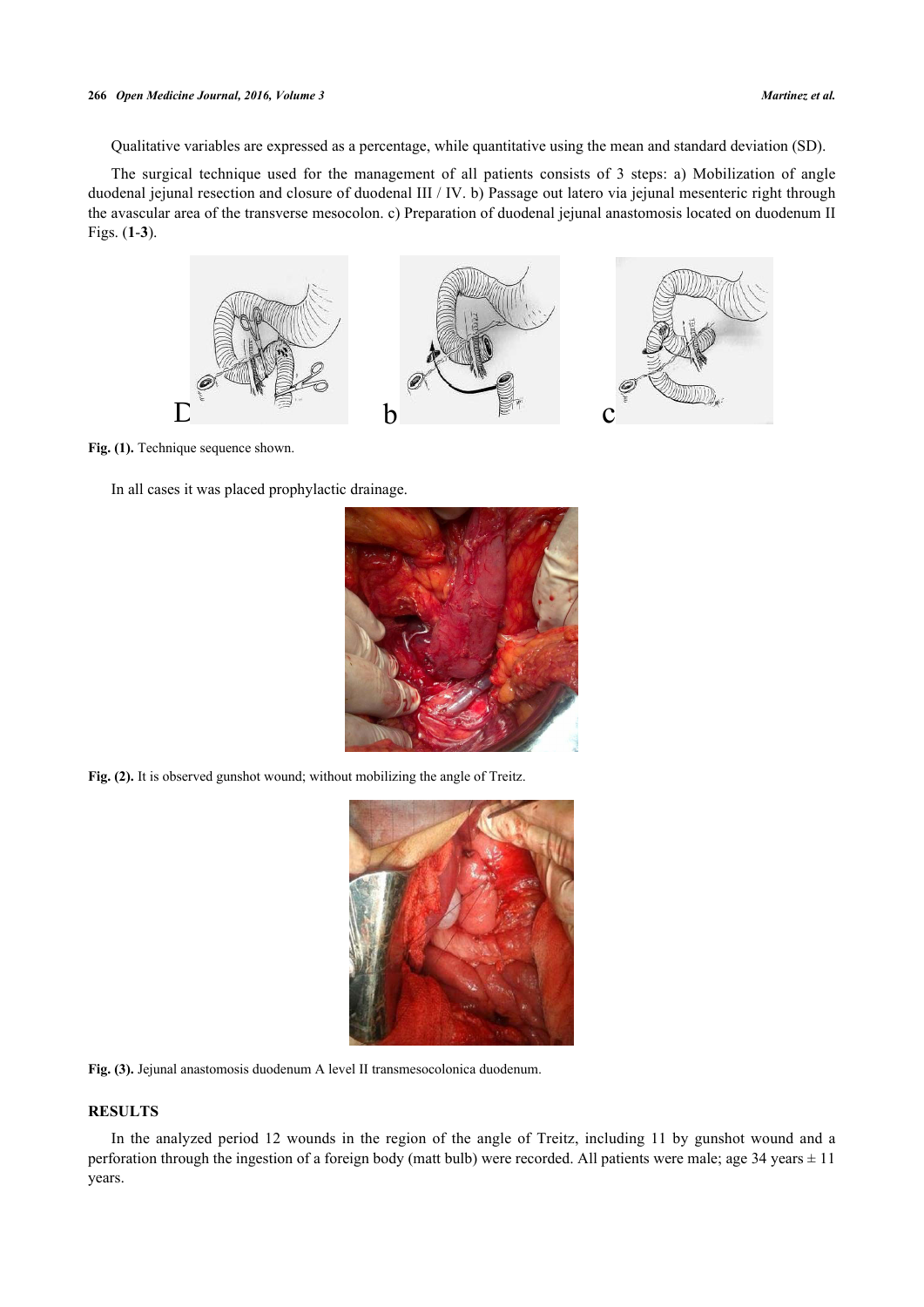Qualitative variables are expressed as a percentage, while quantitative using the mean and standard deviation (SD).

The surgical technique used for the management of all patients consists of 3 steps: a) Mobilization of angle duodenal jejunal resection and closure of duodenal III / IV. b) Passage out latero via jejunal mesenteric right through the avascular area of the transverse mesocolon. c) Preparation of duodenal jejunal anastomosis located on duodenum II Figs. (**1**-**3**).

**Fig. (1).** Technique sequence shown.

In all cases it was placed prophylactic drainage.

**Fig. (2).** It is observed gunshot wound; without mobilizing the angle of Treitz.

**Fig. (3).** Jejunal anastomosis duodenum A level II transmesocolonica duodenum.

## RESULTS

In the analyzed period 12 wounds in the region of the angle of Treitz, including 11 by gunshot wound and a perforation through the ingestion of a foreign body (matt bulb) were recorded. All patients were male; age 34 years ± 11 years.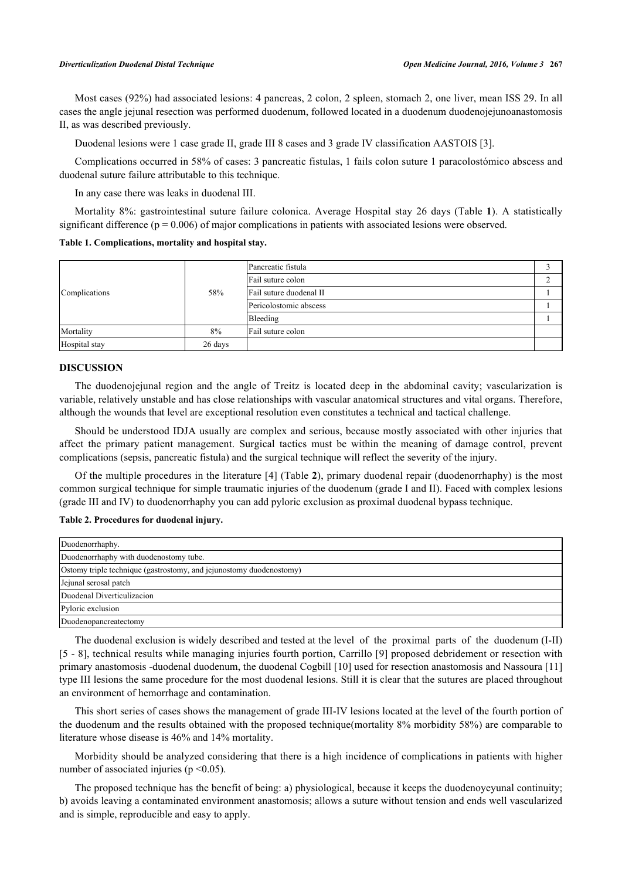Most cases (92%) had associated lesions: 4 pancreas, 2 colon, 2 spleen, stomach 2, one liver, mean ISS 29. In all cases the angle jejunal resection was performed duodenum, followed located in a duodenum duodenojejunoanastomosis II, as was described previously.

Duodenal lesions were 1 case grade II, grade III 8 cases and 3 grade IV classification AASTOIS [3].

Complications occurred in 58% of cases: 3 pancreatic fistulas, 1 fails colon suture 1 paracolostómico abscess and duodenal suture failure attributable to this technique.

In any case there was leaks in duodenal III.

Mortality 8%: gastrointestinal suture failure colonica. Average Hospital stay 26 days (Table **1**). A statistically significant difference ($p = 0.006$) of major complications in patients with associated lesions were observed.

**Table 1. Complications, mortality and hospital stay.**

| | | | |
|---|---|---|---|
| Complications | 58% | Pancreatic fistula | 3 |
| | | Fail suture colon | 2 |
| | | Fail suture duodenal II | 1 |
| | | Pericolostomic abscess | 1 |
| | | Bleeding | 1 |
| Mortality | 8% | Fail suture colon | |
| Hospital stay | 26 days | | |

## DISCUSSION

The duodenojejunal region and the angle of Treitz is located deep in the abdominal cavity; vascularization is variable, relatively unstable and has close relationships with vascular anatomical structures and vital organs. Therefore, although the wounds that level are exceptional resolution even constitutes a technical and tactical challenge.

Should be understood IDJA usually are complex and serious, because mostly associated with other injuries that affect the primary patient management. Surgical tactics must be within the meaning of damage control, prevent complications (sepsis, pancreatic fistula) and the surgical technique will reflect the severity of the injury.

Of the multiple procedures in the literature [4] (Table **2**), primary duodenal repair (duodenorrhaphy) is the most common surgical technique for simple traumatic injuries of the duodenum (grade I and II). Faced with complex lesions (grade III and IV) to duodenorrhaphy you can add pyloric exclusion as proximal duodenal bypass technique.

**Table 2. Procedures for duodenal injury.**

| |
|---|
| Duodenorrhaphy. |
| Duodenorrhaphy with duodenostomy tube. |
| Ostomy triple technique (gastrostomy, and jejunostomy duodenostomy) |
| Jejunal serosal patch |
| Duodenal Diverticulizacion |
| Pyloric exclusion |
| Duodenopancreatectomy |

The duodenal exclusion is widely described and tested at the level of the proximal parts of the duodenum (I-II) [5 - 8], technical results while managing injuries fourth portion, Carrillo [9] proposed debridement or resection with primary anastomosis -duodenal duodenum, the duodenal Cogbill [10] used for resection anastomosis and Nassoura [11] type III lesions the same procedure for the most duodenal lesions. Still it is clear that the sutures are placed throughout an environment of hemorrhage and contamination.

This short series of cases shows the management of grade III-IV lesions located at the level of the fourth portion of the duodenum and the results obtained with the proposed technique(mortality 8% morbidity 58%) are comparable to literature whose disease is 46% and 14% mortality.

Morbidity should be analyzed considering that there is a high incidence of complications in patients with higher number of associated injuries ($p < 0.05$).

The proposed technique has the benefit of being: a) physiological, because it keeps the duodenoyeyunal continuity; b) avoids leaving a contaminated environment anastomosis; allows a suture without tension and ends well vascularized and is simple, reproducible and easy to apply.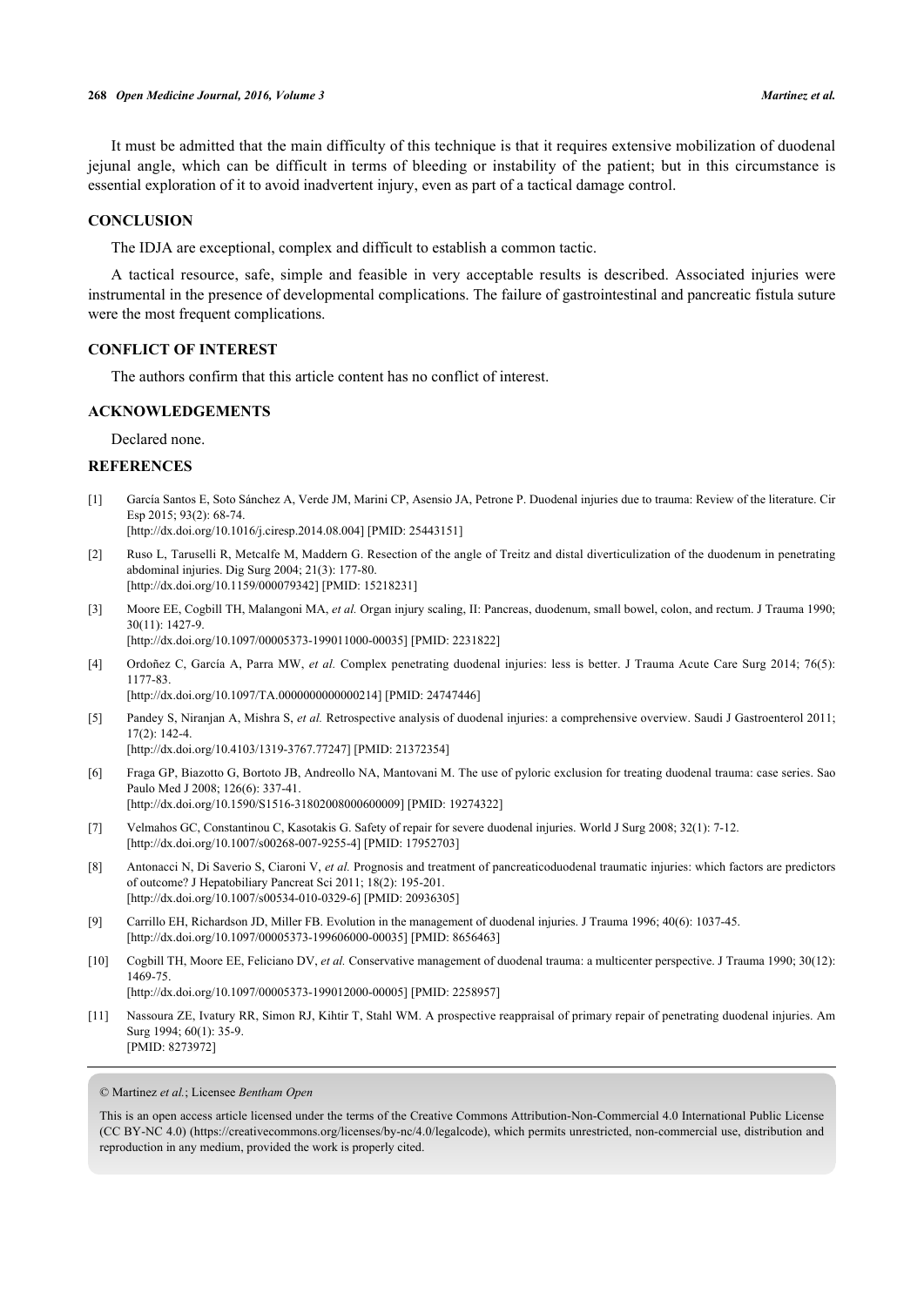It must be admitted that the main difficulty of this technique is that it requires extensive mobilization of duodenal jejunal angle, which can be difficult in terms of bleeding or instability of the patient; but in this circumstance is essential exploration of it to avoid inadvertent injury, even as part of a tactical damage control.

## CONCLUSION

The IDJA are exceptional, complex and difficult to establish a common tactic.

A tactical resource, safe, simple and feasible in very acceptable results is described. Associated injuries were instrumental in the presence of developmental complications. The failure of gastrointestinal and pancreatic fistula suture were the most frequent complications.

## CONFLICT OF INTEREST

The authors confirm that this article content has no conflict of interest.

## ACKNOWLEDGEMENTS

Declared none.

## REFERENCES

[1] García Santos E, Soto Sánchez A, Verde JM, Marini CP, Asensio JA, Petrone P. Duodenal injuries due to trauma: Review of the literature. Cir Esp 2015; 93(2): 68-74.
[http://dx.doi.org/10.1016/j.ciresp.2014.08.004] [PMID: 25443151]

[2] Ruso L, Taruselli R, Metcalfe M, Maddern G. Resection of the angle of Treitz and distal diverticulization of the duodenum in penetrating abdominal injuries. Dig Surg 2004; 21(3): 177-80.
[http://dx.doi.org/10.1159/000079342] [PMID: 15218231]

[3] Moore EE, Cogbill TH, Malangoni MA, *et al.* Organ injury scaling, II: Pancreas, duodenum, small bowel, colon, and rectum. J Trauma 1990; 30(11): 1427-9.
[http://dx.doi.org/10.1097/00005373-199011000-00035] [PMID: 2231822]

[4] Ordoñez C, García A, Parra MW, *et al.* Complex penetrating duodenal injuries: less is better. J Trauma Acute Care Surg 2014; 76(5): 1177-83.
[http://dx.doi.org/10.1097/TA.0000000000000214] [PMID: 24747446]

[5] Pandey S, Niranjan A, Mishra S, *et al.* Retrospective analysis of duodenal injuries: a comprehensive overview. Saudi J Gastroenterol 2011; 17(2): 142-4.
[http://dx.doi.org/10.4103/1319-3767.77247] [PMID: 21372354]

[6] Fraga GP, Biazotto G, Bortoto JB, Andreollo NA, Mantovani M. The use of pyloric exclusion for treating duodenal trauma: case series. Sao Paulo Med J 2008; 126(6): 337-41.
[http://dx.doi.org/10.1590/S1516-31802008000600009] [PMID: 19274322]

[7] Velmahos GC, Constantinou C, Kasotakis G. Safety of repair for severe duodenal injuries. World J Surg 2008; 32(1): 7-12.
[http://dx.doi.org/10.1007/s00268-007-9255-4] [PMID: 17952703]

[8] Antonacci N, Di Saverio S, Ciaroni V, *et al.* Prognosis and treatment of pancreaticoduodenal traumatic injuries: which factors are predictors of outcome? J Hepatobiliary Pancreat Sci 2011; 18(2): 195-201.
[http://dx.doi.org/10.1007/s00534-010-0329-6] [PMID: 20936305]

[9] Carrillo EH, Richardson JD, Miller FB. Evolution in the management of duodenal injuries. J Trauma 1996; 40(6): 1037-45.
[http://dx.doi.org/10.1097/00005373-199606000-00035] [PMID: 8656463]

[10] Cogbill TH, Moore EE, Feliciano DV, *et al.* Conservative management of duodenal trauma: a multicenter perspective. J Trauma 1990; 30(12): 1469-75.
[http://dx.doi.org/10.1097/00005373-199012000-00005] [PMID: 2258957]

[11] Nassoura ZE, Ivatury RR, Simon RJ, Kihtir T, Stahl WM. A prospective reappraisal of primary repair of penetrating duodenal injuries. Am Surg 1994; 60(1): 35-9.
[PMID: 8273972]

© Martinez *et al.*; Licensee *Bentham Open*

This is an open access article licensed under the terms of the Creative Commons Attribution-Non-Commercial 4.0 International Public License (CC BY-NC 4.0) (https://creativecommons.org/licenses/by-nc/4.0/legalcode), which permits unrestricted, non-commercial use, distribution and reproduction in any medium, provided the work is properly cited.